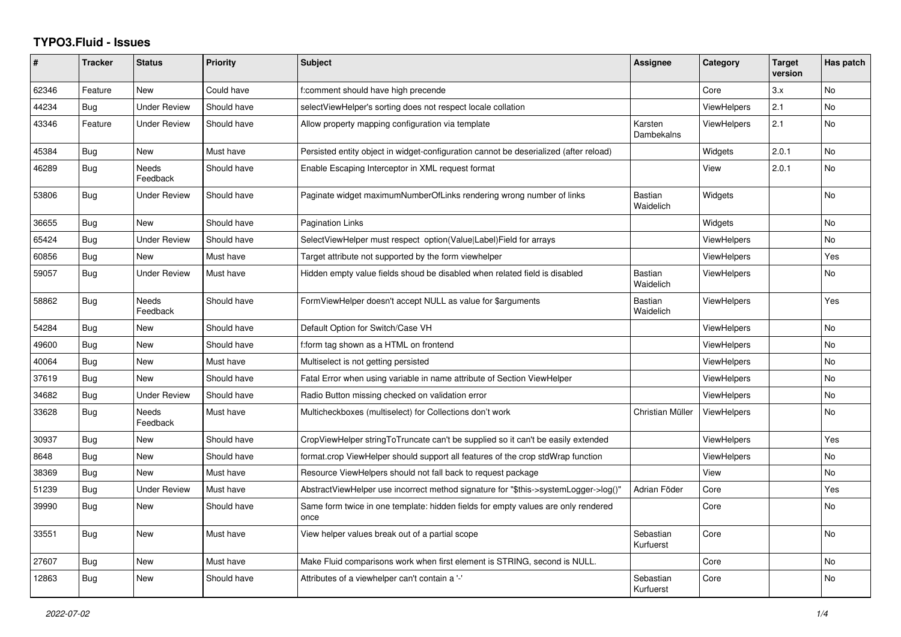# TYPO3.Fluid - Issues

| # | Tracker | Status | Priority | Subject | Assignee | Category | Target version | Has patch |
|---|---|---|---|---|---|---|---|---|
| 62346 | Feature | New | Could have | f:comment should have high precende | | Core | 3.x | No |
| 44234 | Bug | Under Review | Should have | selectViewHelper's sorting does not respect locale collation | | ViewHelpers | 2.1 | No |
| 43346 | Feature | Under Review | Should have | Allow property mapping configuration via template | Karsten Dambekalns | ViewHelpers | 2.1 | No |
| 45384 | Bug | New | Must have | Persisted entity object in widget-configuration cannot be deserialized (after reload) | | Widgets | 2.0.1 | No |
| 46289 | Bug | Needs Feedback | Should have | Enable Escaping Interceptor in XML request format | | View | 2.0.1 | No |
| 53806 | Bug | Under Review | Should have | Paginate widget maximumNumberOfLinks rendering wrong number of links | Bastian Waidelich | Widgets | | No |
| 36655 | Bug | New | Should have | Pagination Links | | Widgets | | No |
| 65424 | Bug | Under Review | Should have | SelectViewHelper must respect option(Value\|Label)Field for arrays | | ViewHelpers | | No |
| 60856 | Bug | New | Must have | Target attribute not supported by the form viewhelper | | ViewHelpers | | Yes |
| 59057 | Bug | Under Review | Must have | Hidden empty value fields shoud be disabled when related field is disabled | Bastian Waidelich | ViewHelpers | | No |
| 58862 | Bug | Needs Feedback | Should have | FormViewHelper doesn't accept NULL as value for $arguments | Bastian Waidelich | ViewHelpers | | Yes |
| 54284 | Bug | New | Should have | Default Option for Switch/Case VH | | ViewHelpers | | No |
| 49600 | Bug | New | Should have | f:form tag shown as a HTML on frontend | | ViewHelpers | | No |
| 40064 | Bug | New | Must have | Multiselect is not getting persisted | | ViewHelpers | | No |
| 37619 | Bug | New | Should have | Fatal Error when using variable in name attribute of Section ViewHelper | | ViewHelpers | | No |
| 34682 | Bug | Under Review | Should have | Radio Button missing checked on validation error | | ViewHelpers | | No |
| 33628 | Bug | Needs Feedback | Must have | Multicheckboxes (multiselect) for Collections don't work | Christian Müller | ViewHelpers | | No |
| 30937 | Bug | New | Should have | CropViewHelper stringToTruncate can't be supplied so it can't be easily extended | | ViewHelpers | | Yes |
| 8648 | Bug | New | Should have | format.crop ViewHelper should support all features of the crop stdWrap function | | ViewHelpers | | No |
| 38369 | Bug | New | Must have | Resource ViewHelpers should not fall back to request package | | View | | No |
| 51239 | Bug | Under Review | Must have | AbstractViewHelper use incorrect method signature for "$this->systemLogger->log()" | Adrian Föder | Core | | Yes |
| 39990 | Bug | New | Should have | Same form twice in one template: hidden fields for empty values are only rendered once | | Core | | No |
| 33551 | Bug | New | Must have | View helper values break out of a partial scope | Sebastian Kurfuerst | Core | | No |
| 27607 | Bug | New | Must have | Make Fluid comparisons work when first element is STRING, second is NULL. | | Core | | No |
| 12863 | Bug | New | Should have | Attributes of a viewhelper can't contain a '-' | Sebastian Kurfuerst | Core | | No |

2022-07-02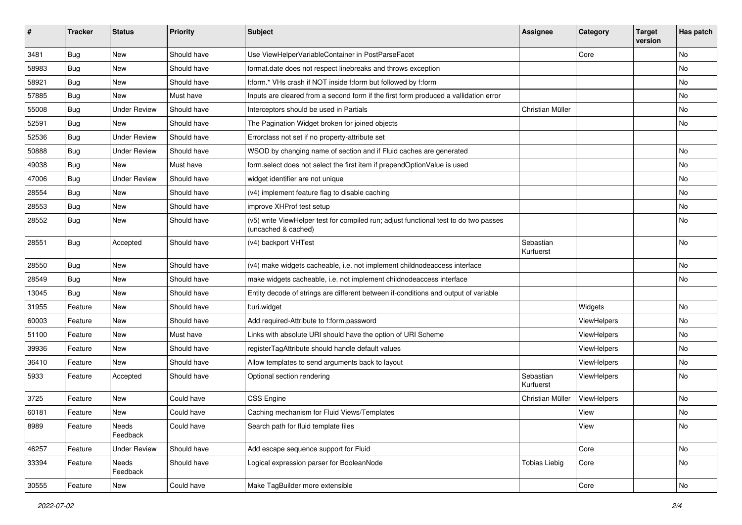| # | Tracker | Status | Priority | Subject | Assignee | Category | Target version | Has patch |
|---|---|---|---|---|---|---|---|---|
| 3481 | Bug | New | Should have | Use ViewHelperVariableContainer in PostParseFacet | | Core | | No |
| 58983 | Bug | New | Should have | format.date does not respect linebreaks and throws exception | | | | No |
| 58921 | Bug | New | Should have | f:form.* VHs crash if NOT inside f:form but followed by f:form | | | | No |
| 57885 | Bug | New | Must have | Inputs are cleared from a second form if the first form produced a vallidation error | | | | No |
| 55008 | Bug | Under Review | Should have | Interceptors should be used in Partials | Christian Müller | | | No |
| 52591 | Bug | New | Should have | The Pagination Widget broken for joined objects | | | | No |
| 52536 | Bug | Under Review | Should have | Errorclass not set if no property-attribute set | | | | |
| 50888 | Bug | Under Review | Should have | WSOD by changing name of section and if Fluid caches are generated | | | | No |
| 49038 | Bug | New | Must have | form.select does not select the first item if prependOptionValue is used | | | | No |
| 47006 | Bug | Under Review | Should have | widget identifier are not unique | | | | No |
| 28554 | Bug | New | Should have | (v4) implement feature flag to disable caching | | | | No |
| 28553 | Bug | New | Should have | improve XHProf test setup | | | | No |
| 28552 | Bug | New | Should have | (v5) write ViewHelper test for compiled run; adjust functional test to do two passes (uncached & cached) | | | | No |
| 28551 | Bug | Accepted | Should have | (v4) backport VHTest | Sebastian Kurfuerst | | | No |
| 28550 | Bug | New | Should have | (v4) make widgets cacheable, i.e. not implement childnodeaccess interface | | | | No |
| 28549 | Bug | New | Should have | make widgets cacheable, i.e. not implement childnodeaccess interface | | | | No |
| 13045 | Bug | New | Should have | Entity decode of strings are different between if-conditions and output of variable | | | | |
| 31955 | Feature | New | Should have | f:uri.widget | | Widgets | | No |
| 60003 | Feature | New | Should have | Add required-Attribute to f:form.password | | ViewHelpers | | No |
| 51100 | Feature | New | Must have | Links with absolute URI should have the option of URI Scheme | | ViewHelpers | | No |
| 39936 | Feature | New | Should have | registerTagAttribute should handle default values | | ViewHelpers | | No |
| 36410 | Feature | New | Should have | Allow templates to send arguments back to layout | | ViewHelpers | | No |
| 5933 | Feature | Accepted | Should have | Optional section rendering | Sebastian Kurfuerst | ViewHelpers | | No |
| 3725 | Feature | New | Could have | CSS Engine | Christian Müller | ViewHelpers | | No |
| 60181 | Feature | New | Could have | Caching mechanism for Fluid Views/Templates | | View | | No |
| 8989 | Feature | Needs Feedback | Could have | Search path for fluid template files | | View | | No |
| 46257 | Feature | Under Review | Should have | Add escape sequence support for Fluid | | Core | | No |
| 33394 | Feature | Needs Feedback | Should have | Logical expression parser for BooleanNode | Tobias Liebig | Core | | No |
| 30555 | Feature | New | Could have | Make TagBuilder more extensible | | Core | | No |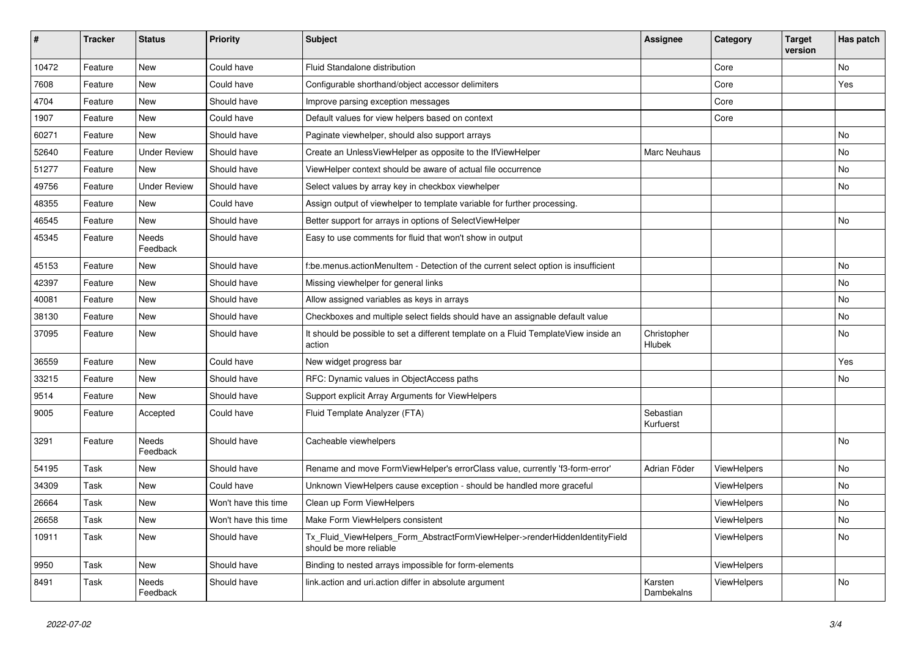| # | Tracker | Status | Priority | Subject | Assignee | Category | Target version | Has patch |
|---|---|---|---|---|---|---|---|---|
| 10472 | Feature | New | Could have | Fluid Standalone distribution | | Core | | No |
| 7608 | Feature | New | Could have | Configurable shorthand/object accessor delimiters | | Core | | Yes |
| 4704 | Feature | New | Should have | Improve parsing exception messages | | Core | | |
| 1907 | Feature | New | Could have | Default values for view helpers based on context | | Core | | |
| 60271 | Feature | New | Should have | Paginate viewhelper, should also support arrays | | | | No |
| 52640 | Feature | Under Review | Should have | Create an UnlessViewHelper as opposite to the IfViewHelper | Marc Neuhaus | | | No |
| 51277 | Feature | New | Should have | ViewHelper context should be aware of actual file occurrence | | | | No |
| 49756 | Feature | Under Review | Should have | Select values by array key in checkbox viewhelper | | | | No |
| 48355 | Feature | New | Could have | Assign output of viewhelper to template variable for further processing. | | | | |
| 46545 | Feature | New | Should have | Better support for arrays in options of SelectViewHelper | | | | No |
| 45345 | Feature | Needs Feedback | Should have | Easy to use comments for fluid that won't show in output | | | | |
| 45153 | Feature | New | Should have | f:be.menus.actionMenuItem - Detection of the current select option is insufficient | | | | No |
| 42397 | Feature | New | Should have | Missing viewhelper for general links | | | | No |
| 40081 | Feature | New | Should have | Allow assigned variables as keys in arrays | | | | No |
| 38130 | Feature | New | Should have | Checkboxes and multiple select fields should have an assignable default value | | | | No |
| 37095 | Feature | New | Should have | It should be possible to set a different template on a Fluid TemplateView inside an action | Christopher Hlubek | | | No |
| 36559 | Feature | New | Could have | New widget progress bar | | | | Yes |
| 33215 | Feature | New | Should have | RFC: Dynamic values in ObjectAccess paths | | | | No |
| 9514 | Feature | New | Should have | Support explicit Array Arguments for ViewHelpers | | | | |
| 9005 | Feature | Accepted | Could have | Fluid Template Analyzer (FTA) | Sebastian Kurfuerst | | | |
| 3291 | Feature | Needs Feedback | Should have | Cacheable viewhelpers | | | | No |
| 54195 | Task | New | Should have | Rename and move FormViewHelper's errorClass value, currently 'f3-form-error' | Adrian Föder | ViewHelpers | | No |
| 34309 | Task | New | Could have | Unknown ViewHelpers cause exception - should be handled more graceful | | ViewHelpers | | No |
| 26664 | Task | New | Won't have this time | Clean up Form ViewHelpers | | ViewHelpers | | No |
| 26658 | Task | New | Won't have this time | Make Form ViewHelpers consistent | | ViewHelpers | | No |
| 10911 | Task | New | Should have | Tx_Fluid_ViewHelpers_Form_AbstractFormViewHelper->renderHiddenIdentityField should be more reliable | | ViewHelpers | | No |
| 9950 | Task | New | Should have | Binding to nested arrays impossible for form-elements | | ViewHelpers | | |
| 8491 | Task | Needs Feedback | Should have | link.action and uri.action differ in absolute argument | Karsten Dambekalns | ViewHelpers | | No |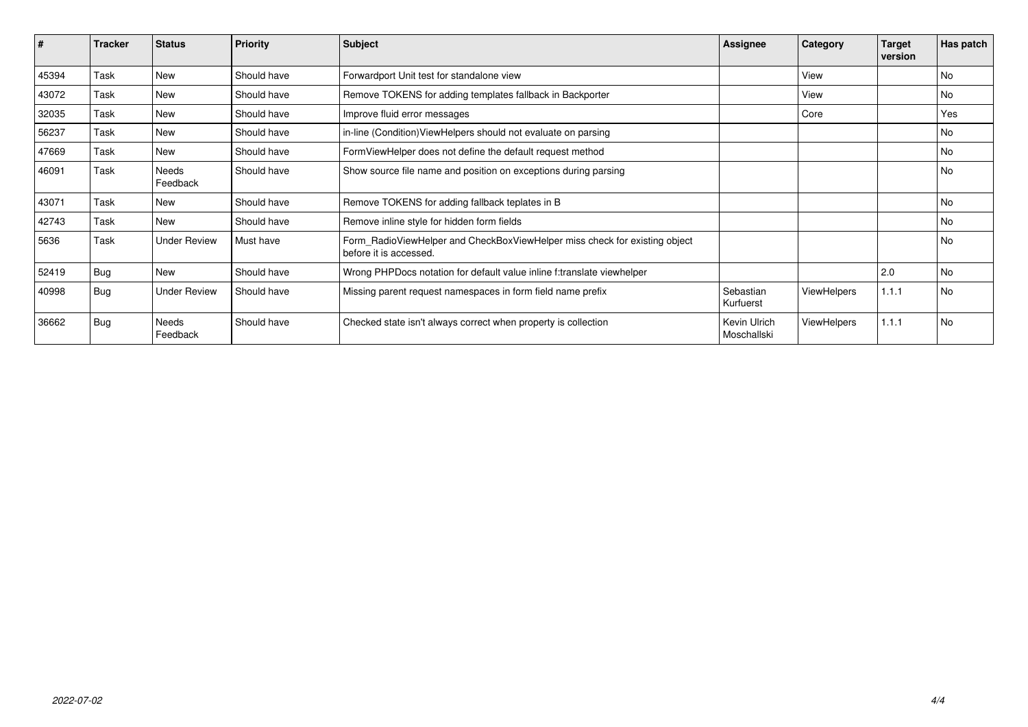| # | Tracker | Status | Priority | Subject | Assignee | Category | Target version | Has patch |
|---|---|---|---|---|---|---|---|---|
| 45394 | Task | New | Should have | Forwardport Unit test for standalone view | | View | | No |
| 43072 | Task | New | Should have | Remove TOKENS for adding templates fallback in Backporter | | View | | No |
| 32035 | Task | New | Should have | Improve fluid error messages | | Core | | Yes |
| 56237 | Task | New | Should have | in-line (Condition)ViewHelpers should not evaluate on parsing | | | | No |
| 47669 | Task | New | Should have | FormViewHelper does not define the default request method | | | | No |
| 46091 | Task | Needs Feedback | Should have | Show source file name and position on exceptions during parsing | | | | No |
| 43071 | Task | New | Should have | Remove TOKENS for adding fallback teplates in B | | | | No |
| 42743 | Task | New | Should have | Remove inline style for hidden form fields | | | | No |
| 5636 | Task | Under Review | Must have | Form_RadioViewHelper and CheckBoxViewHelper miss check for existing object before it is accessed. | | | | No |
| 52419 | Bug | New | Should have | Wrong PHPDocs notation for default value inline f:translate viewhelper | | | 2.0 | No |
| 40998 | Bug | Under Review | Should have | Missing parent request namespaces in form field name prefix | Sebastian Kurfuerst | ViewHelpers | 1.1.1 | No |
| 36662 | Bug | Needs Feedback | Should have | Checked state isn't always correct when property is collection | Kevin Ulrich Moschallski | ViewHelpers | 1.1.1 | No |

*2022-07-02*